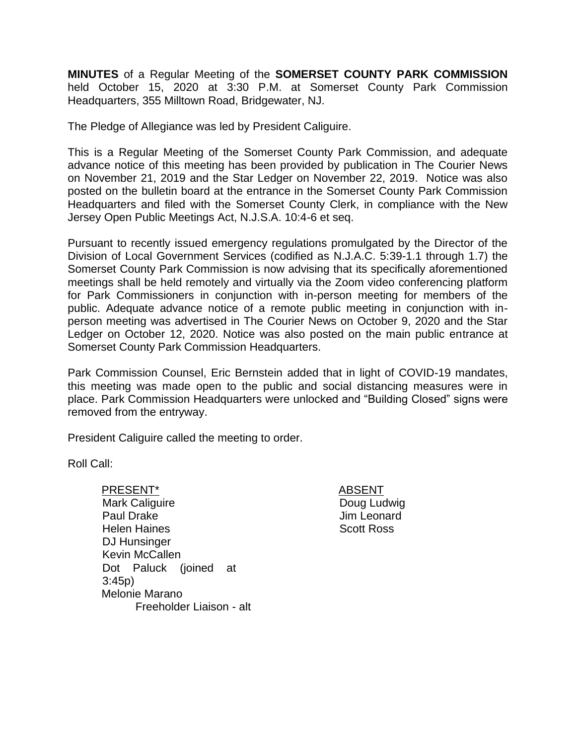**MINUTES** of a Regular Meeting of the **SOMERSET COUNTY PARK COMMISSION** held October 15, 2020 at 3:30 P.M. at Somerset County Park Commission Headquarters, 355 Milltown Road, Bridgewater, NJ.

The Pledge of Allegiance was led by President Caliguire.

This is a Regular Meeting of the Somerset County Park Commission, and adequate advance notice of this meeting has been provided by publication in The Courier News on November 21, 2019 and the Star Ledger on November 22, 2019. Notice was also posted on the bulletin board at the entrance in the Somerset County Park Commission Headquarters and filed with the Somerset County Clerk, in compliance with the New Jersey Open Public Meetings Act, N.J.S.A. 10:4-6 et seq.

Pursuant to recently issued emergency regulations promulgated by the Director of the Division of Local Government Services (codified as N.J.A.C. 5:39-1.1 through 1.7) the Somerset County Park Commission is now advising that its specifically aforementioned meetings shall be held remotely and virtually via the Zoom video conferencing platform for Park Commissioners in conjunction with in-person meeting for members of the public. Adequate advance notice of a remote public meeting in conjunction with in-person meeting was advertised in The Courier News on October 9, 2020 and the Star Ledger on October 12, 2020. Notice was also posted on the main public entrance at Somerset County Park Commission Headquarters.

Park Commission Counsel, Eric Bernstein added that in light of COVID-19 mandates, this meeting was made open to the public and social distancing measures were in place. Park Commission Headquarters were unlocked and "Building Closed" signs were removed from the entryway.

President Caliguire called the meeting to order.

Roll Call:

| PRESENT* | ABSENT |
|---|---|
| Mark Caliguire | Doug Ludwig |
| Paul Drake | Jim Leonard |
| Helen Haines | Scott Ross |
| DJ Hunsinger | |
| Kevin McCallen | |
| Dot Paluck (joined at 3:45p) | |
| Melonie Marano<br>Freeholder Liaison - alt | |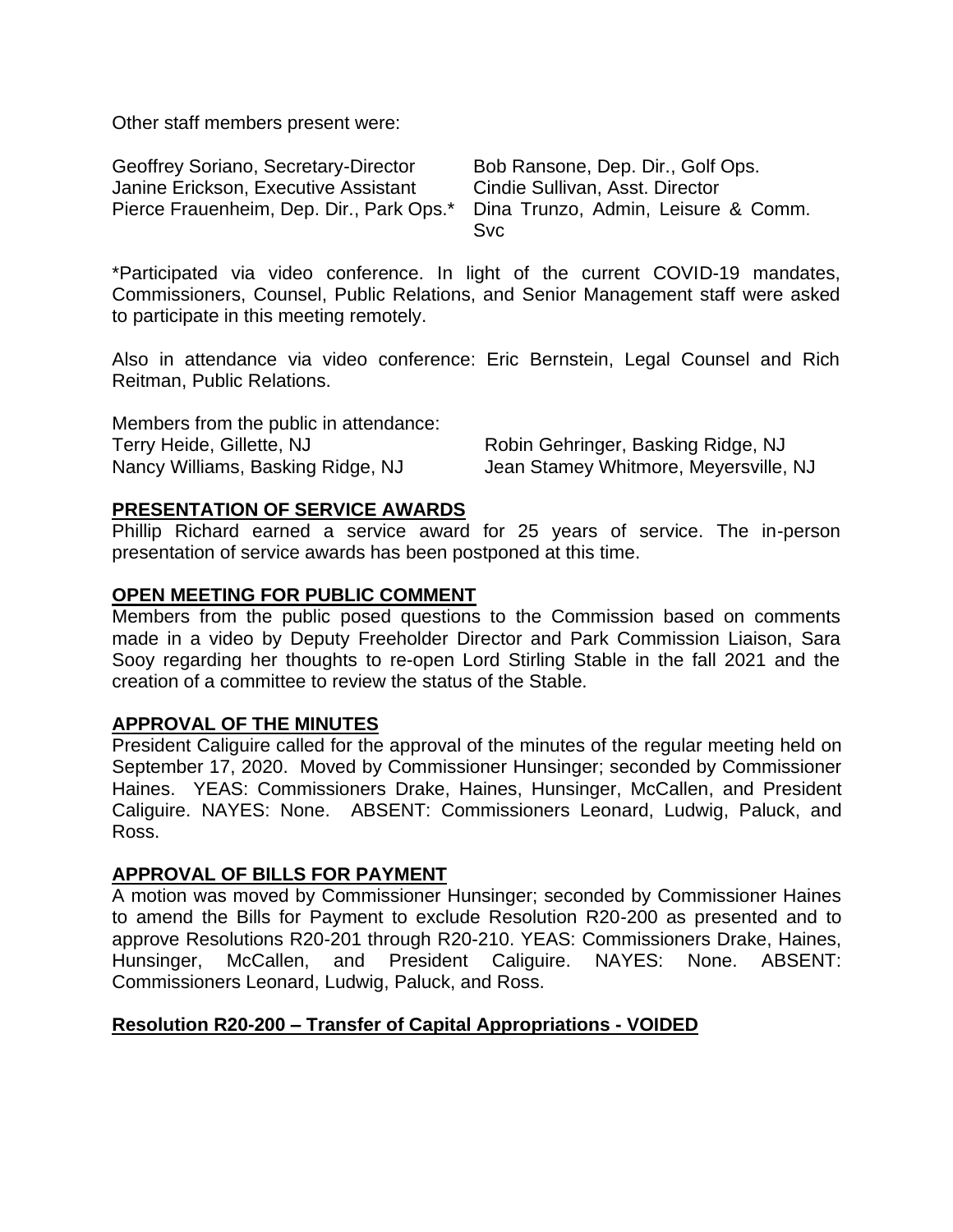Other staff members present were:

Geoffrey Soriano, Secretary-Director
Janine Erickson, Executive Assistant
Pierce Frauenheim, Dep. Dir., Park Ops.*
Bob Ransone, Dep. Dir., Golf Ops.
Cindie Sullivan, Asst. Director
Dina Trunzo, Admin, Leisure & Comm. Svc

*Participated via video conference. In light of the current COVID-19 mandates, Commissioners, Counsel, Public Relations, and Senior Management staff were asked to participate in this meeting remotely.

Also in attendance via video conference: Eric Bernstein, Legal Counsel and Rich Reitman, Public Relations.

Members from the public in attendance:
Terry Heide, Gillette, NJ
Nancy Williams, Basking Ridge, NJ
Robin Gehringer, Basking Ridge, NJ
Jean Stamey Whitmore, Meyersville, NJ

**PRESENTATION OF SERVICE AWARDS**

Phillip Richard earned a service award for 25 years of service. The in-person presentation of service awards has been postponed at this time.

**OPEN MEETING FOR PUBLIC COMMENT**

Members from the public posed questions to the Commission based on comments made in a video by Deputy Freeholder Director and Park Commission Liaison, Sara Sooy regarding her thoughts to re-open Lord Stirling Stable in the fall 2021 and the creation of a committee to review the status of the Stable.

**APPROVAL OF THE MINUTES**

President Caliguire called for the approval of the minutes of the regular meeting held on September 17, 2020. Moved by Commissioner Hunsinger; seconded by Commissioner Haines. YEAS: Commissioners Drake, Haines, Hunsinger, McCallen, and President Caliguire. NAYES: None. ABSENT: Commissioners Leonard, Ludwig, Paluck, and Ross.

**APPROVAL OF BILLS FOR PAYMENT**

A motion was moved by Commissioner Hunsinger; seconded by Commissioner Haines to amend the Bills for Payment to exclude Resolution R20-200 as presented and to approve Resolutions R20-201 through R20-210. YEAS: Commissioners Drake, Haines, Hunsinger, McCallen, and President Caliguire. NAYES: None. ABSENT: Commissioners Leonard, Ludwig, Paluck, and Ross.

**Resolution R20-200 – Transfer of Capital Appropriations - VOIDED**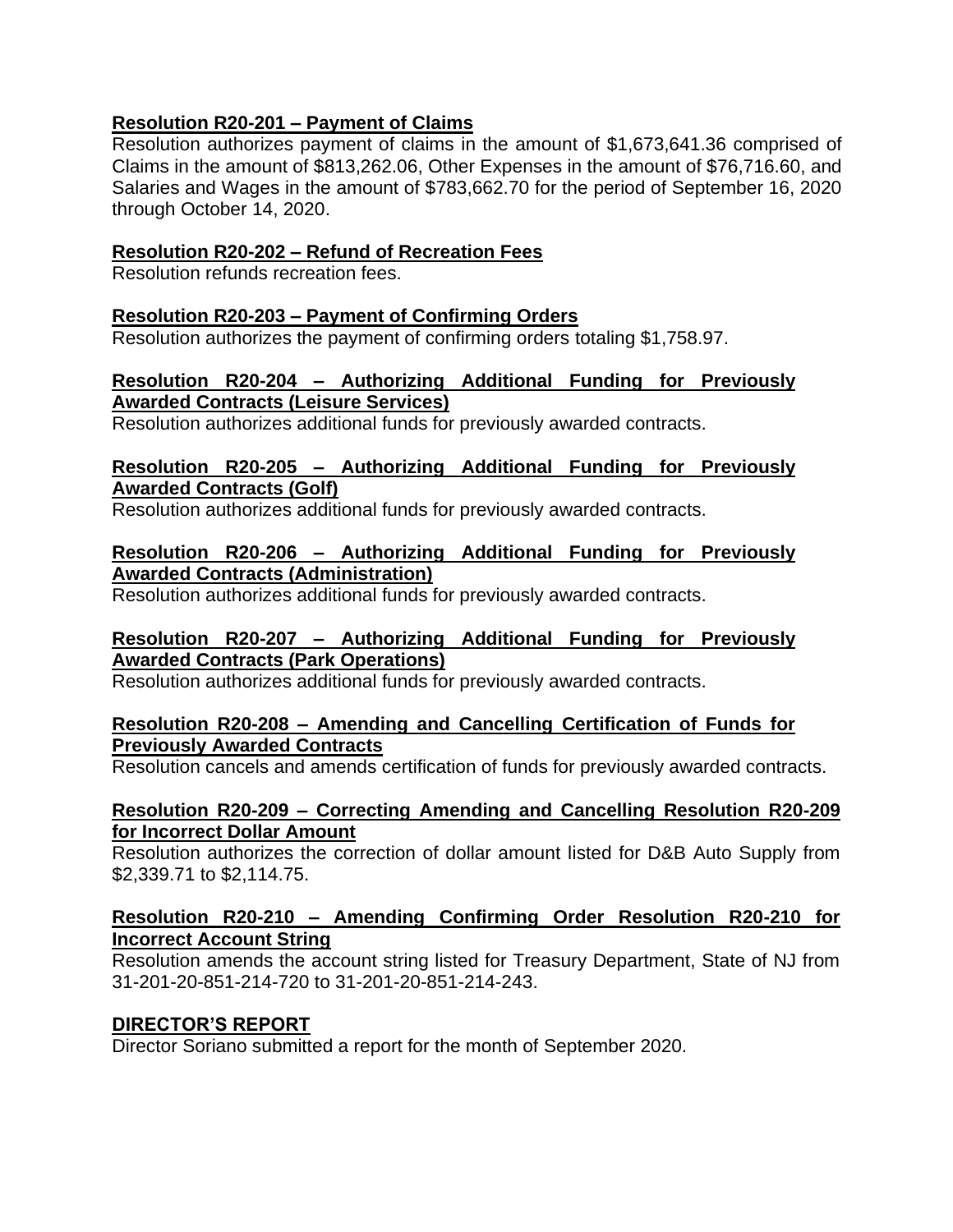**Resolution R20-201 – Payment of Claims**
Resolution authorizes payment of claims in the amount of $1,673,641.36 comprised of Claims in the amount of $813,262.06, Other Expenses in the amount of $76,716.60, and Salaries and Wages in the amount of $783,662.70 for the period of September 16, 2020 through October 14, 2020.

**Resolution R20-202 – Refund of Recreation Fees**
Resolution refunds recreation fees.

**Resolution R20-203 – Payment of Confirming Orders**
Resolution authorizes the payment of confirming orders totaling $1,758.97.

**Resolution R20-204 – Authorizing Additional Funding for Previously Awarded Contracts (Leisure Services)**
Resolution authorizes additional funds for previously awarded contracts.

**Resolution R20-205 – Authorizing Additional Funding for Previously Awarded Contracts (Golf)**
Resolution authorizes additional funds for previously awarded contracts.

**Resolution R20-206 – Authorizing Additional Funding for Previously Awarded Contracts (Administration)**
Resolution authorizes additional funds for previously awarded contracts.

**Resolution R20-207 – Authorizing Additional Funding for Previously Awarded Contracts (Park Operations)**
Resolution authorizes additional funds for previously awarded contracts.

**Resolution R20-208 – Amending and Cancelling Certification of Funds for Previously Awarded Contracts**
Resolution cancels and amends certification of funds for previously awarded contracts.

**Resolution R20-209 – Correcting Amending and Cancelling Resolution R20-209 for Incorrect Dollar Amount**
Resolution authorizes the correction of dollar amount listed for D&B Auto Supply from $2,339.71 to $2,114.75.

**Resolution R20-210 – Amending Confirming Order Resolution R20-210 for Incorrect Account String**
Resolution amends the account string listed for Treasury Department, State of NJ from 31-201-20-851-214-720 to 31-201-20-851-214-243.

**DIRECTOR'S REPORT**
Director Soriano submitted a report for the month of September 2020.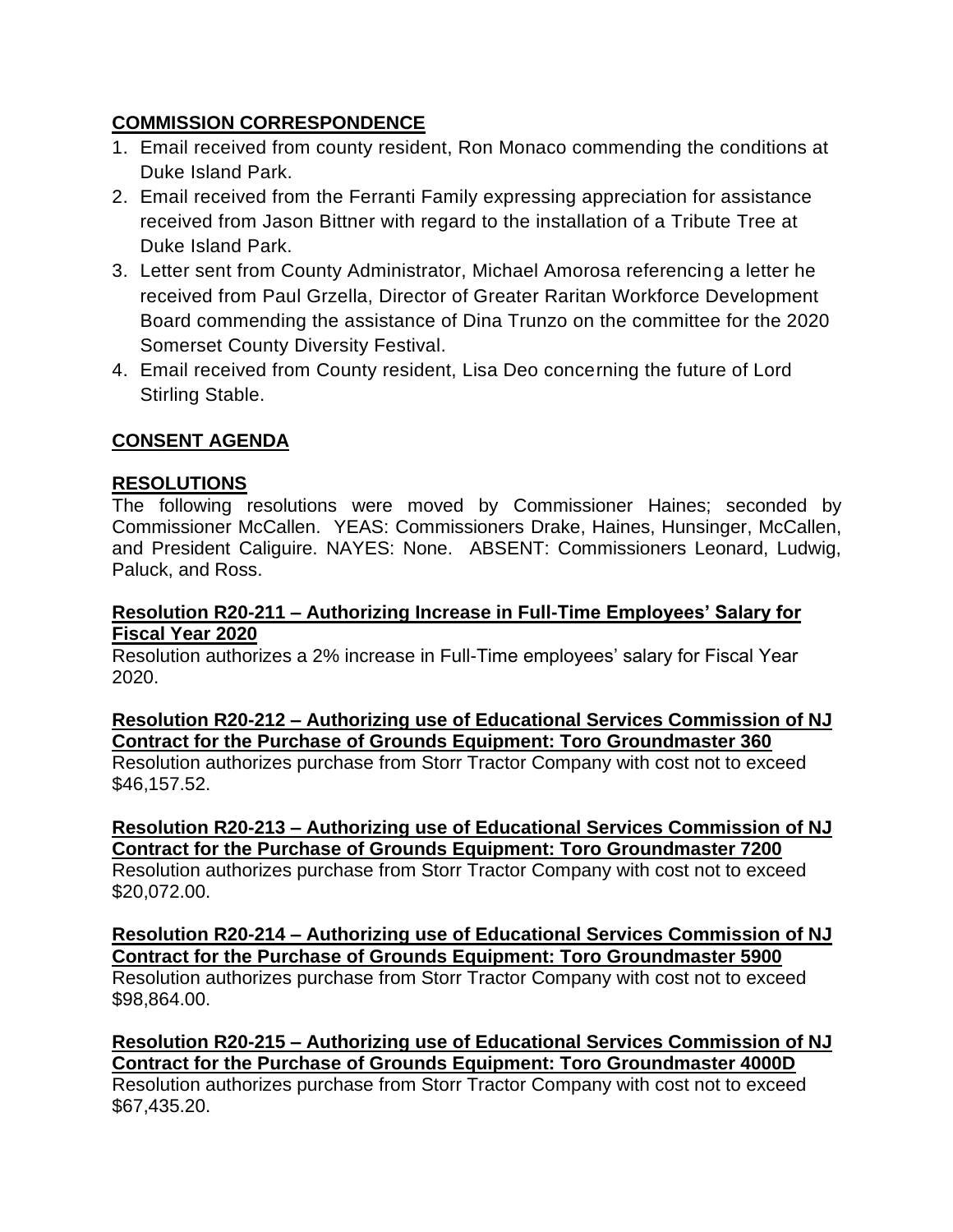**COMMISSION CORRESPONDENCE**

1. Email received from county resident, Ron Monaco commending the conditions at Duke Island Park.
2. Email received from the Ferranti Family expressing appreciation for assistance received from Jason Bittner with regard to the installation of a Tribute Tree at Duke Island Park.
3. Letter sent from County Administrator, Michael Amorosa referencing a letter he received from Paul Grzella, Director of Greater Raritan Workforce Development Board commending the assistance of Dina Trunzo on the committee for the 2020 Somerset County Diversity Festival.
4. Email received from County resident, Lisa Deo concerning the future of Lord Stirling Stable.

**CONSENT AGENDA**

**RESOLUTIONS**

The following resolutions were moved by Commissioner Haines; seconded by Commissioner McCallen. YEAS: Commissioners Drake, Haines, Hunsinger, McCallen, and President Caliguire. NAYES: None. ABSENT: Commissioners Leonard, Ludwig, Paluck, and Ross.

**Resolution R20-211 – Authorizing Increase in Full-Time Employees' Salary for Fiscal Year 2020**

Resolution authorizes a 2% increase in Full-Time employees' salary for Fiscal Year 2020.

**Resolution R20-212 – Authorizing use of Educational Services Commission of NJ Contract for the Purchase of Grounds Equipment: Toro Groundmaster 360**

Resolution authorizes purchase from Storr Tractor Company with cost not to exceed $46,157.52.

**Resolution R20-213 – Authorizing use of Educational Services Commission of NJ Contract for the Purchase of Grounds Equipment: Toro Groundmaster 7200**

Resolution authorizes purchase from Storr Tractor Company with cost not to exceed $20,072.00.

**Resolution R20-214 – Authorizing use of Educational Services Commission of NJ Contract for the Purchase of Grounds Equipment: Toro Groundmaster 5900**

Resolution authorizes purchase from Storr Tractor Company with cost not to exceed $98,864.00.

**Resolution R20-215 – Authorizing use of Educational Services Commission of NJ Contract for the Purchase of Grounds Equipment: Toro Groundmaster 4000D**

Resolution authorizes purchase from Storr Tractor Company with cost not to exceed $67,435.20.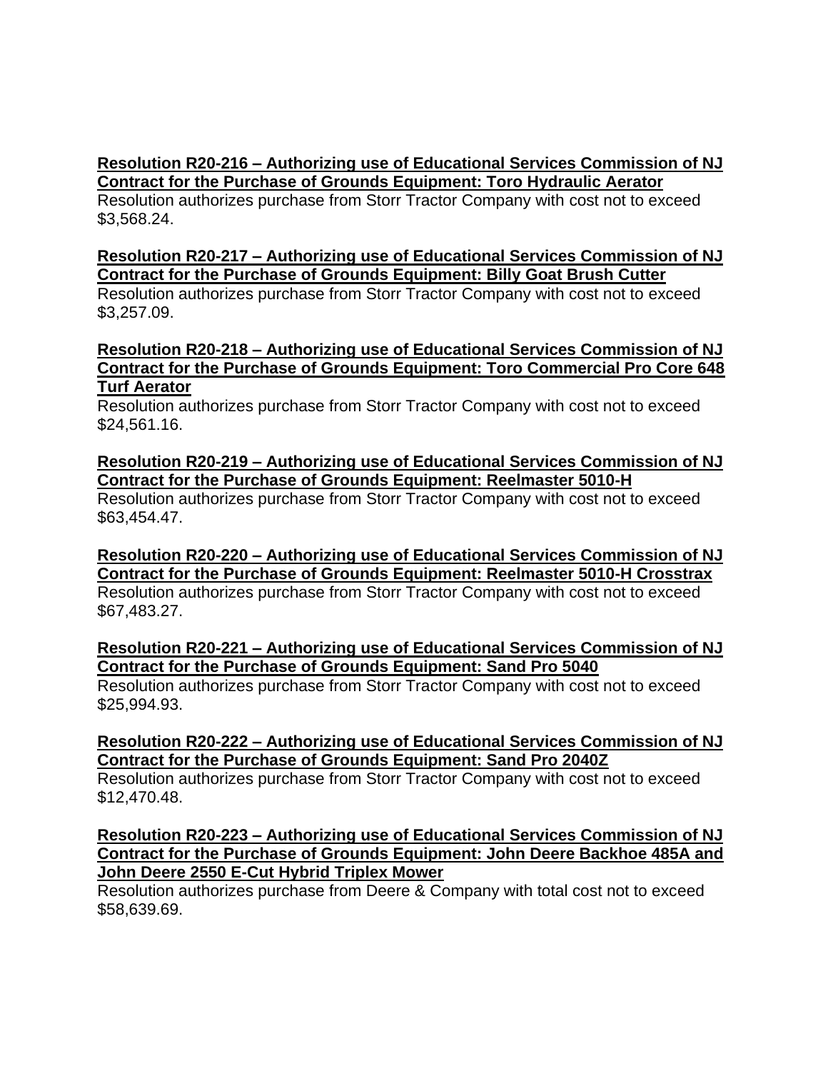**Resolution R20-216 – Authorizing use of Educational Services Commission of NJ Contract for the Purchase of Grounds Equipment: Toro Hydraulic Aerator**
Resolution authorizes purchase from Storr Tractor Company with cost not to exceed $3,568.24.

**Resolution R20-217 – Authorizing use of Educational Services Commission of NJ Contract for the Purchase of Grounds Equipment: Billy Goat Brush Cutter**
Resolution authorizes purchase from Storr Tractor Company with cost not to exceed $3,257.09.

**Resolution R20-218 – Authorizing use of Educational Services Commission of NJ Contract for the Purchase of Grounds Equipment: Toro Commercial Pro Core 648 Turf Aerator**
Resolution authorizes purchase from Storr Tractor Company with cost not to exceed $24,561.16.

**Resolution R20-219 – Authorizing use of Educational Services Commission of NJ Contract for the Purchase of Grounds Equipment: Reelmaster 5010-H**
Resolution authorizes purchase from Storr Tractor Company with cost not to exceed $63,454.47.

**Resolution R20-220 – Authorizing use of Educational Services Commission of NJ Contract for the Purchase of Grounds Equipment: Reelmaster 5010-H Crosstrax**
Resolution authorizes purchase from Storr Tractor Company with cost not to exceed $67,483.27.

**Resolution R20-221 – Authorizing use of Educational Services Commission of NJ Contract for the Purchase of Grounds Equipment: Sand Pro 5040**
Resolution authorizes purchase from Storr Tractor Company with cost not to exceed $25,994.93.

**Resolution R20-222 – Authorizing use of Educational Services Commission of NJ Contract for the Purchase of Grounds Equipment: Sand Pro 2040Z**
Resolution authorizes purchase from Storr Tractor Company with cost not to exceed $12,470.48.

**Resolution R20-223 – Authorizing use of Educational Services Commission of NJ Contract for the Purchase of Grounds Equipment: John Deere Backhoe 485A and John Deere 2550 E-Cut Hybrid Triplex Mower**
Resolution authorizes purchase from Deere & Company with total cost not to exceed $58,639.69.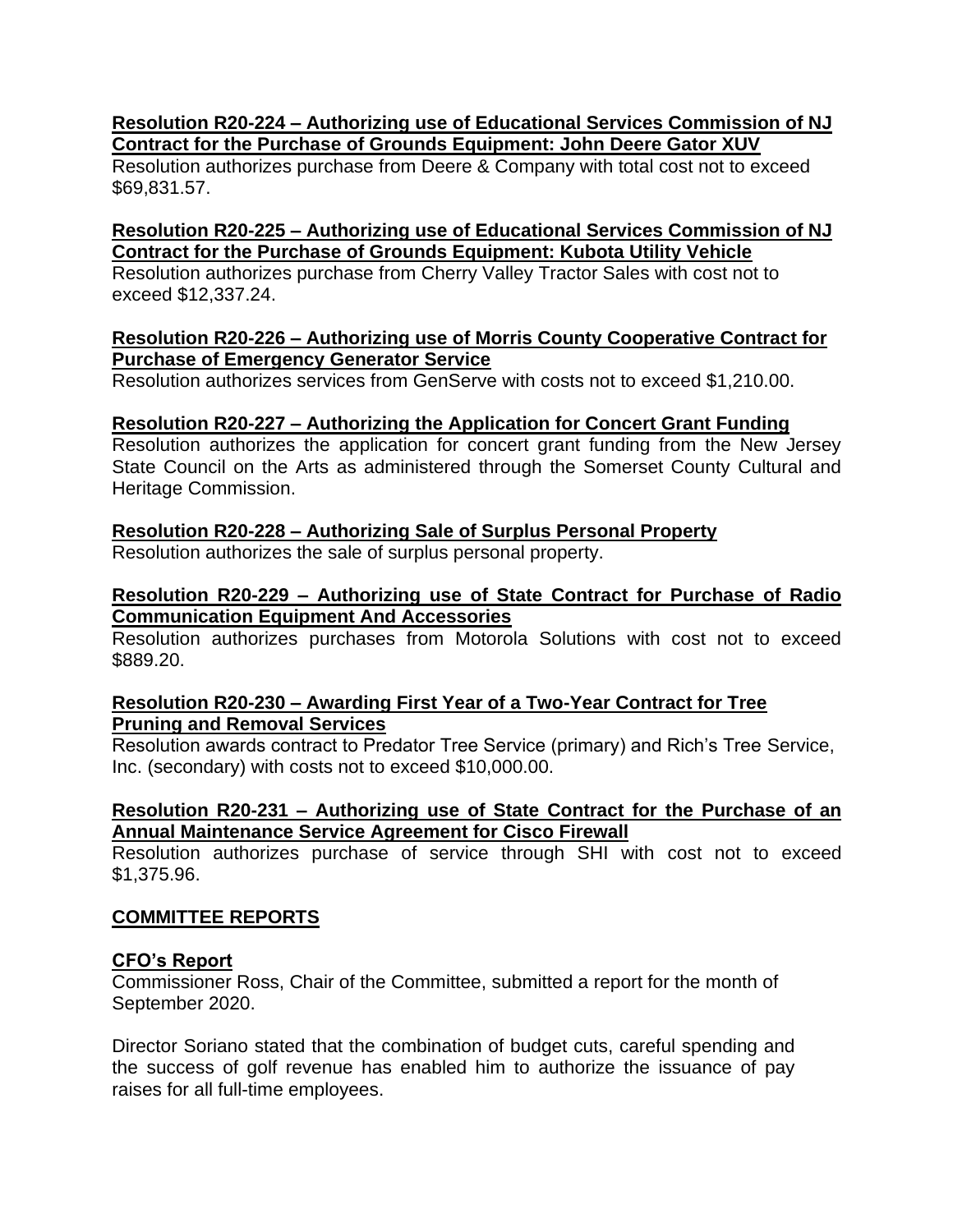**Resolution R20-224 – Authorizing use of Educational Services Commission of NJ Contract for the Purchase of Grounds Equipment: John Deere Gator XUV**

Resolution authorizes purchase from Deere & Company with total cost not to exceed $69,831.57.

**Resolution R20-225 – Authorizing use of Educational Services Commission of NJ Contract for the Purchase of Grounds Equipment: Kubota Utility Vehicle**

Resolution authorizes purchase from Cherry Valley Tractor Sales with cost not to exceed $12,337.24.

**Resolution R20-226 – Authorizing use of Morris County Cooperative Contract for Purchase of Emergency Generator Service**

Resolution authorizes services from GenServe with costs not to exceed $1,210.00.

**Resolution R20-227 – Authorizing the Application for Concert Grant Funding**

Resolution authorizes the application for concert grant funding from the New Jersey State Council on the Arts as administered through the Somerset County Cultural and Heritage Commission.

**Resolution R20-228 – Authorizing Sale of Surplus Personal Property**

Resolution authorizes the sale of surplus personal property.

**Resolution R20-229 – Authorizing use of State Contract for Purchase of Radio Communication Equipment And Accessories**

Resolution authorizes purchases from Motorola Solutions with cost not to exceed $889.20.

**Resolution R20-230 – Awarding First Year of a Two-Year Contract for Tree Pruning and Removal Services**

Resolution awards contract to Predator Tree Service (primary) and Rich's Tree Service, Inc. (secondary) with costs not to exceed $10,000.00.

**Resolution R20-231 – Authorizing use of State Contract for the Purchase of an Annual Maintenance Service Agreement for Cisco Firewall**

Resolution authorizes purchase of service through SHI with cost not to exceed $1,375.96.

## COMMITTEE REPORTS

**CFO's Report**

Commissioner Ross, Chair of the Committee, submitted a report for the month of September 2020.

Director Soriano stated that the combination of budget cuts, careful spending and the success of golf revenue has enabled him to authorize the issuance of pay raises for all full-time employees.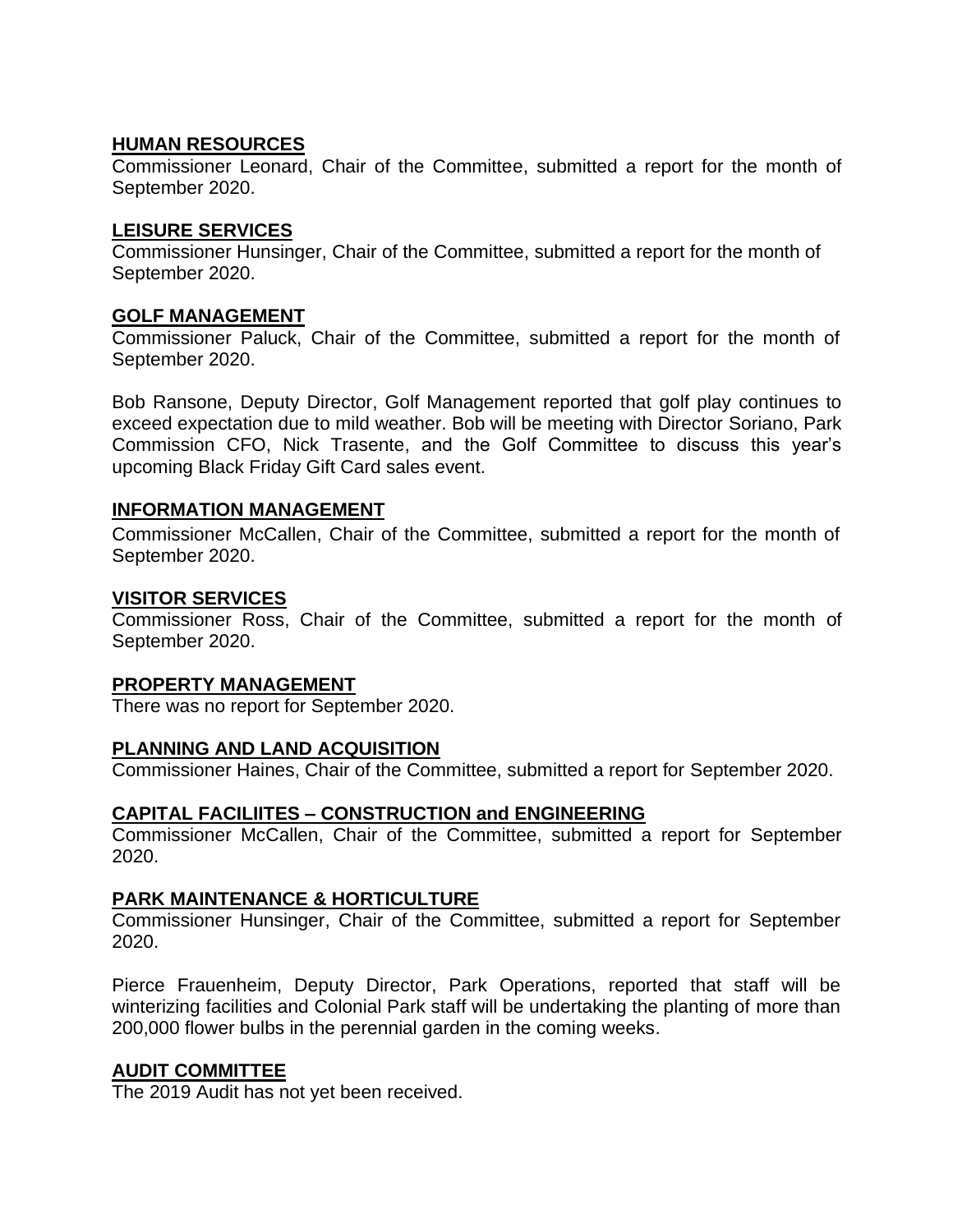**HUMAN RESOURCES**

Commissioner Leonard, Chair of the Committee, submitted a report for the month of September 2020.

**LEISURE SERVICES**

Commissioner Hunsinger, Chair of the Committee, submitted a report for the month of September 2020.

**GOLF MANAGEMENT**

Commissioner Paluck, Chair of the Committee, submitted a report for the month of September 2020.

Bob Ransone, Deputy Director, Golf Management reported that golf play continues to exceed expectation due to mild weather. Bob will be meeting with Director Soriano, Park Commission CFO, Nick Trasente, and the Golf Committee to discuss this year's upcoming Black Friday Gift Card sales event.

**INFORMATION MANAGEMENT**

Commissioner McCallen, Chair of the Committee, submitted a report for the month of September 2020.

**VISITOR SERVICES**

Commissioner Ross, Chair of the Committee, submitted a report for the month of September 2020.

**PROPERTY MANAGEMENT**

There was no report for September 2020.

**PLANNING AND LAND ACQUISITION**

Commissioner Haines, Chair of the Committee, submitted a report for September 2020.

**CAPITAL FACILIITES – CONSTRUCTION and ENGINEERING**

Commissioner McCallen, Chair of the Committee, submitted a report for September 2020.

**PARK MAINTENANCE & HORTICULTURE**

Commissioner Hunsinger, Chair of the Committee, submitted a report for September 2020.

Pierce Frauenheim, Deputy Director, Park Operations, reported that staff will be winterizing facilities and Colonial Park staff will be undertaking the planting of more than 200,000 flower bulbs in the perennial garden in the coming weeks.

**AUDIT COMMITTEE**

The 2019 Audit has not yet been received.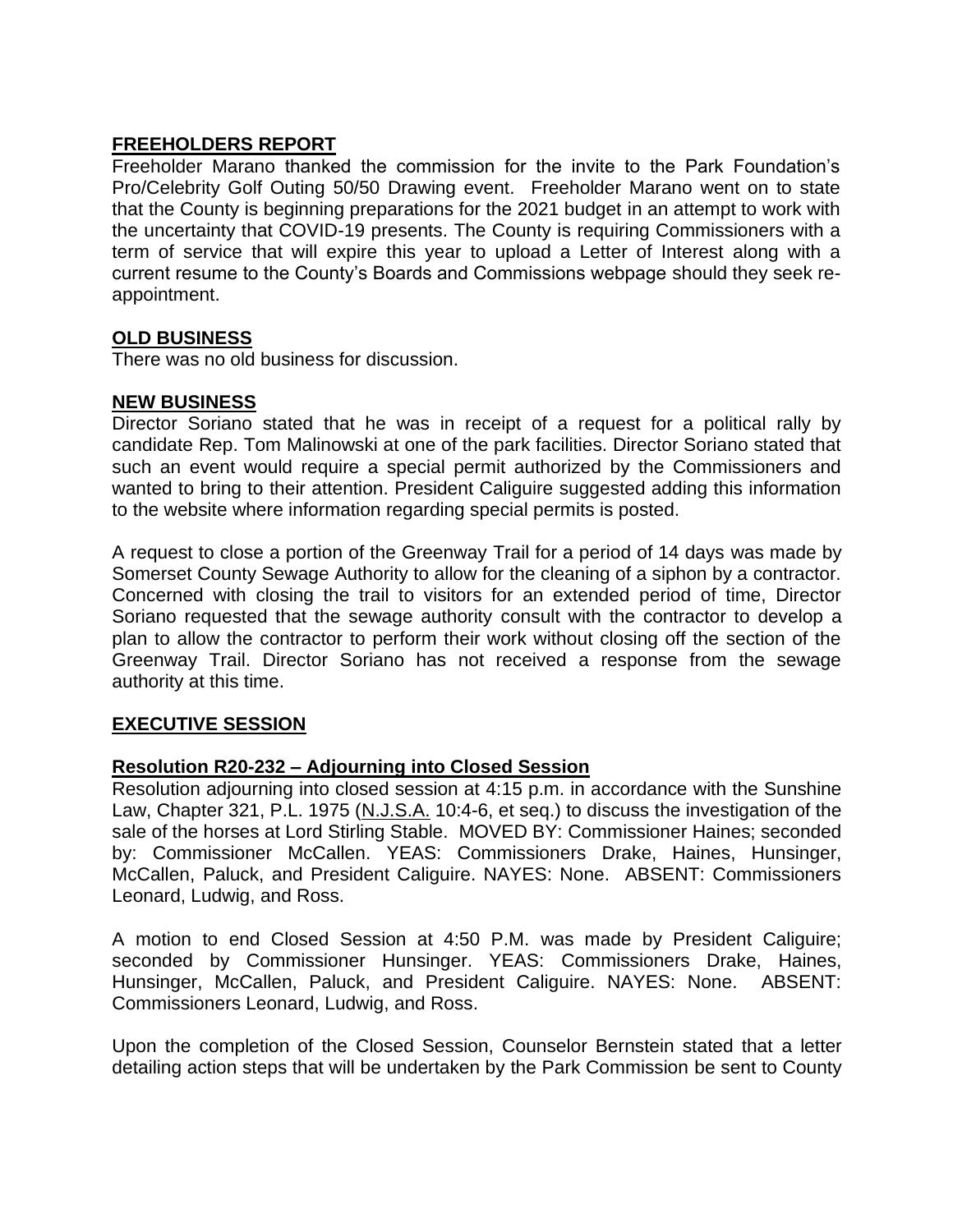**FREEHOLDERS REPORT**

Freeholder Marano thanked the commission for the invite to the Park Foundation's Pro/Celebrity Golf Outing 50/50 Drawing event. Freeholder Marano went on to state that the County is beginning preparations for the 2021 budget in an attempt to work with the uncertainty that COVID-19 presents. The County is requiring Commissioners with a term of service that will expire this year to upload a Letter of Interest along with a current resume to the County's Boards and Commissions webpage should they seek re-appointment.

**OLD BUSINESS**

There was no old business for discussion.

**NEW BUSINESS**

Director Soriano stated that he was in receipt of a request for a political rally by candidate Rep. Tom Malinowski at one of the park facilities. Director Soriano stated that such an event would require a special permit authorized by the Commissioners and wanted to bring to their attention. President Caliguire suggested adding this information to the website where information regarding special permits is posted.

A request to close a portion of the Greenway Trail for a period of 14 days was made by Somerset County Sewage Authority to allow for the cleaning of a siphon by a contractor. Concerned with closing the trail to visitors for an extended period of time, Director Soriano requested that the sewage authority consult with the contractor to develop a plan to allow the contractor to perform their work without closing off the section of the Greenway Trail. Director Soriano has not received a response from the sewage authority at this time.

**EXECUTIVE SESSION**

**Resolution R20-232 – Adjourning into Closed Session**

Resolution adjourning into closed session at 4:15 p.m. in accordance with the Sunshine Law, Chapter 321, P.L. 1975 (N.J.S.A. 10:4-6, et seq.) to discuss the investigation of the sale of the horses at Lord Stirling Stable. MOVED BY: Commissioner Haines; seconded by: Commissioner McCallen. YEAS: Commissioners Drake, Haines, Hunsinger, McCallen, Paluck, and President Caliguire. NAYES: None. ABSENT: Commissioners Leonard, Ludwig, and Ross.

A motion to end Closed Session at 4:50 P.M. was made by President Caliguire; seconded by Commissioner Hunsinger. YEAS: Commissioners Drake, Haines, Hunsinger, McCallen, Paluck, and President Caliguire. NAYES: None. ABSENT: Commissioners Leonard, Ludwig, and Ross.

Upon the completion of the Closed Session, Counselor Bernstein stated that a letter detailing action steps that will be undertaken by the Park Commission be sent to County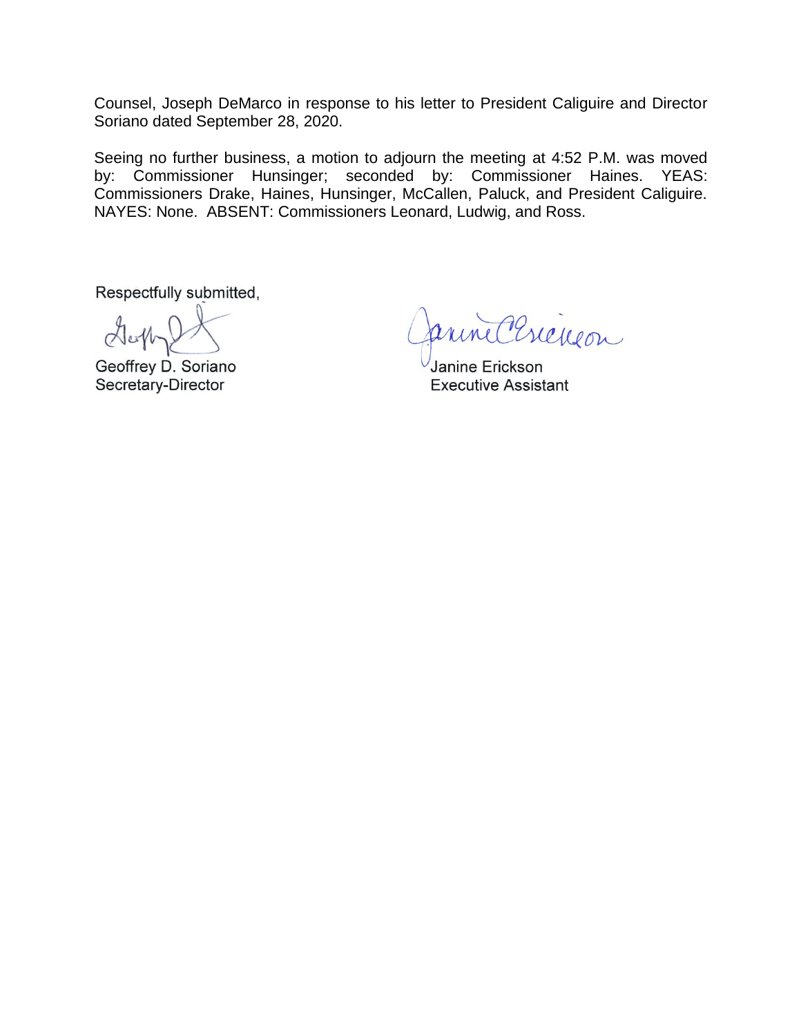Counsel, Joseph DeMarco in response to his letter to President Caliguire and Director Soriano dated September 28, 2020.

Seeing no further business, a motion to adjourn the meeting at 4:52 P.M. was moved by: Commissioner Hunsinger; seconded by: Commissioner Haines. YEAS: Commissioners Drake, Haines, Hunsinger, McCallen, Paluck, and President Caliguire. NAYES: None. ABSENT: Commissioners Leonard, Ludwig, and Ross.

Respectfully submitted,

Geoffrey D. Soriano
Secretary-Director

Janine Erickson
Executive Assistant